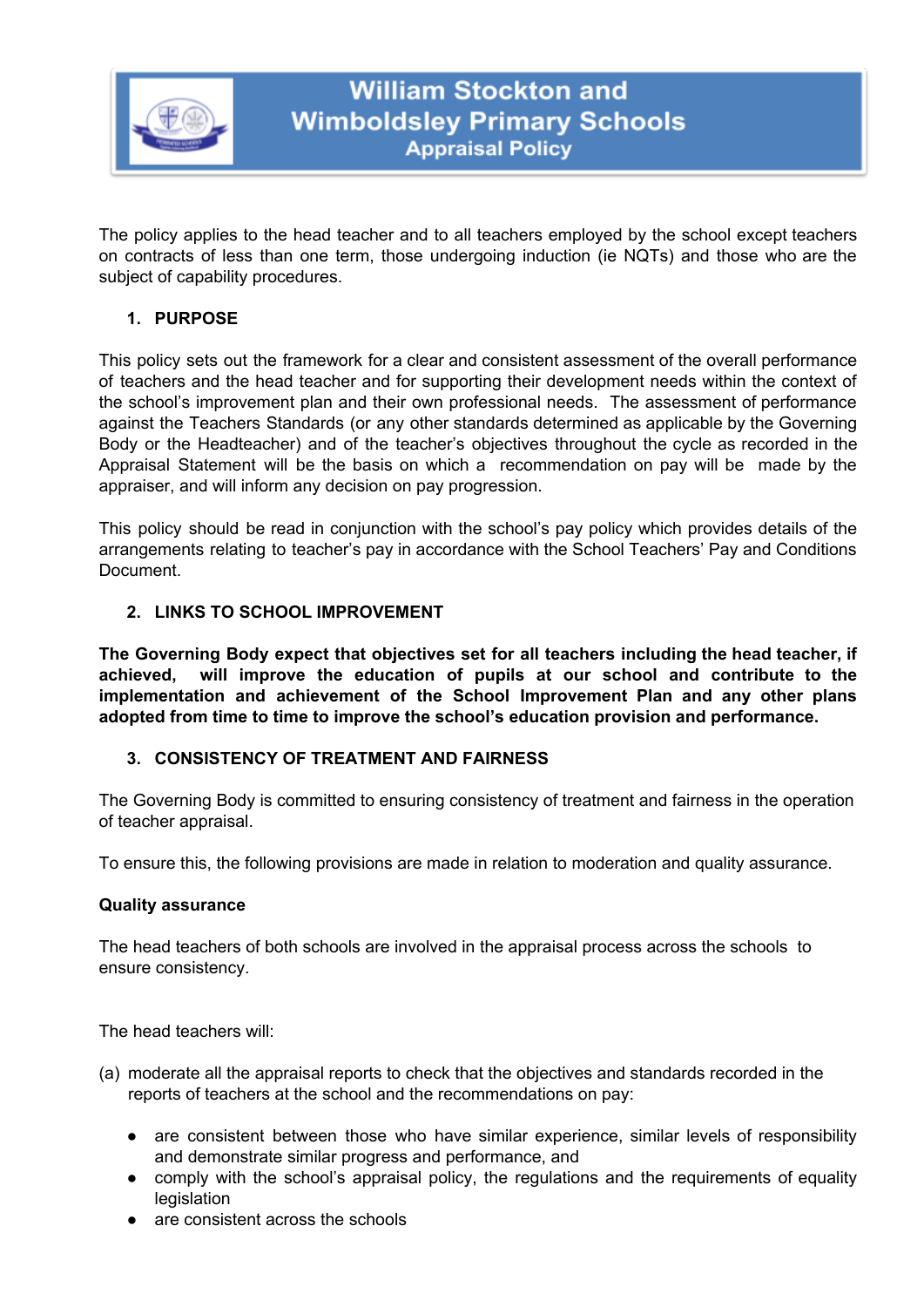# William Stockton and Wimboldsley Primary Schools

## Appraisal Policy

The policy applies to the head teacher and to all teachers employed by the school except teachers on contracts of less than one term, those undergoing induction (ie NQTs) and those who are the subject of capability procedures.

### 1. PURPOSE

This policy sets out the framework for a clear and consistent assessment of the overall performance of teachers and the head teacher and for supporting their development needs within the context of the school's improvement plan and their own professional needs. The assessment of performance against the Teachers Standards (or any other standards determined as applicable by the Governing Body or the Headteacher) and of the teacher's objectives throughout the cycle as recorded in the Appraisal Statement will be the basis on which a recommendation on pay will be made by the appraiser, and will inform any decision on pay progression.

This policy should be read in conjunction with the school's pay policy which provides details of the arrangements relating to teacher's pay in accordance with the School Teachers' Pay and Conditions Document.

### 2. LINKS TO SCHOOL IMPROVEMENT

**The Governing Body expect that objectives set for all teachers including the head teacher, if achieved, will improve the education of pupils at our school and contribute to the implementation and achievement of the School Improvement Plan and any other plans adopted from time to time to improve the school's education provision and performance.**

### 3. CONSISTENCY OF TREATMENT AND FAIRNESS

The Governing Body is committed to ensuring consistency of treatment and fairness in the operation of teacher appraisal.

To ensure this, the following provisions are made in relation to moderation and quality assurance.

**Quality assurance**

The head teachers of both schools are involved in the appraisal process across the schools to ensure consistency.

The head teachers will:

(a) moderate all the appraisal reports to check that the objectives and standards recorded in the reports of teachers at the school and the recommendations on pay:

- are consistent between those who have similar experience, similar levels of responsibility and demonstrate similar progress and performance, and
- comply with the school's appraisal policy, the regulations and the requirements of equality legislation
- are consistent across the schools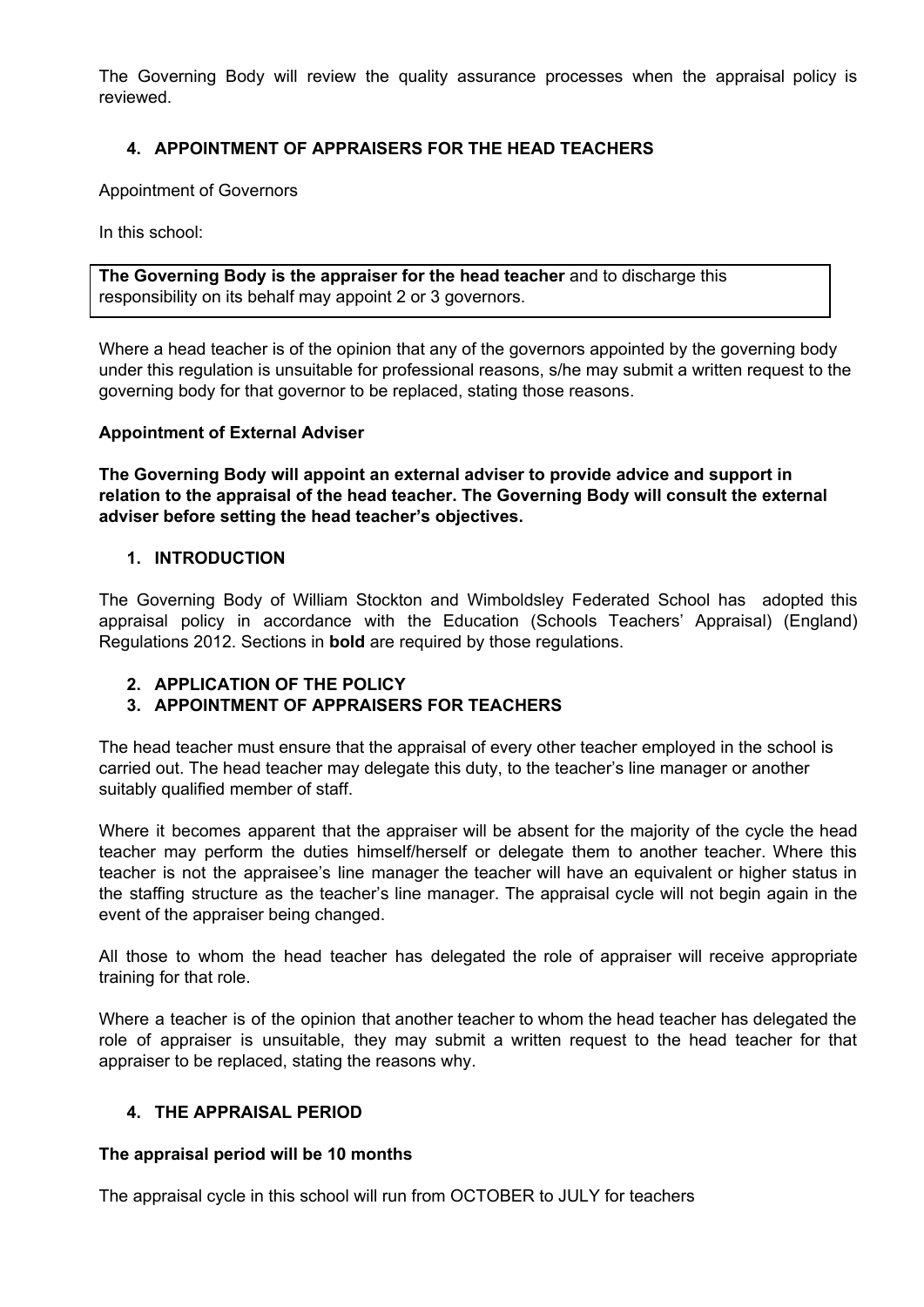The Governing Body will review the quality assurance processes when the appraisal policy is reviewed.

## 4. APPOINTMENT OF APPRAISERS FOR THE HEAD TEACHERS

Appointment of Governors

In this school:

**The Governing Body is the appraiser for the head teacher** and to discharge this responsibility on its behalf may appoint 2 or 3 governors.

Where a head teacher is of the opinion that any of the governors appointed by the governing body under this regulation is unsuitable for professional reasons, s/he may submit a written request to the governing body for that governor to be replaced, stating those reasons.

**Appointment of External Adviser**

**The Governing Body will appoint an external adviser to provide advice and support in relation to the appraisal of the head teacher. The Governing Body will consult the external adviser before setting the head teacher's objectives.**

## 1. INTRODUCTION

The Governing Body of William Stockton and Wimboldsley Federated School has adopted this appraisal policy in accordance with the Education (Schools Teachers' Appraisal) (England) Regulations 2012. Sections in **bold** are required by those regulations.

## 2. APPLICATION OF THE POLICY

## 3. APPOINTMENT OF APPRAISERS FOR TEACHERS

The head teacher must ensure that the appraisal of every other teacher employed in the school is carried out. The head teacher may delegate this duty, to the teacher's line manager or another suitably qualified member of staff.

Where it becomes apparent that the appraiser will be absent for the majority of the cycle the head teacher may perform the duties himself/herself or delegate them to another teacher. Where this teacher is not the appraisee's line manager the teacher will have an equivalent or higher status in the staffing structure as the teacher's line manager. The appraisal cycle will not begin again in the event of the appraiser being changed.

All those to whom the head teacher has delegated the role of appraiser will receive appropriate training for that role.

Where a teacher is of the opinion that another teacher to whom the head teacher has delegated the role of appraiser is unsuitable, they may submit a written request to the head teacher for that appraiser to be replaced, stating the reasons why.

## 4. THE APPRAISAL PERIOD

**The appraisal period will be 10 months**

The appraisal cycle in this school will run from OCTOBER to JULY for teachers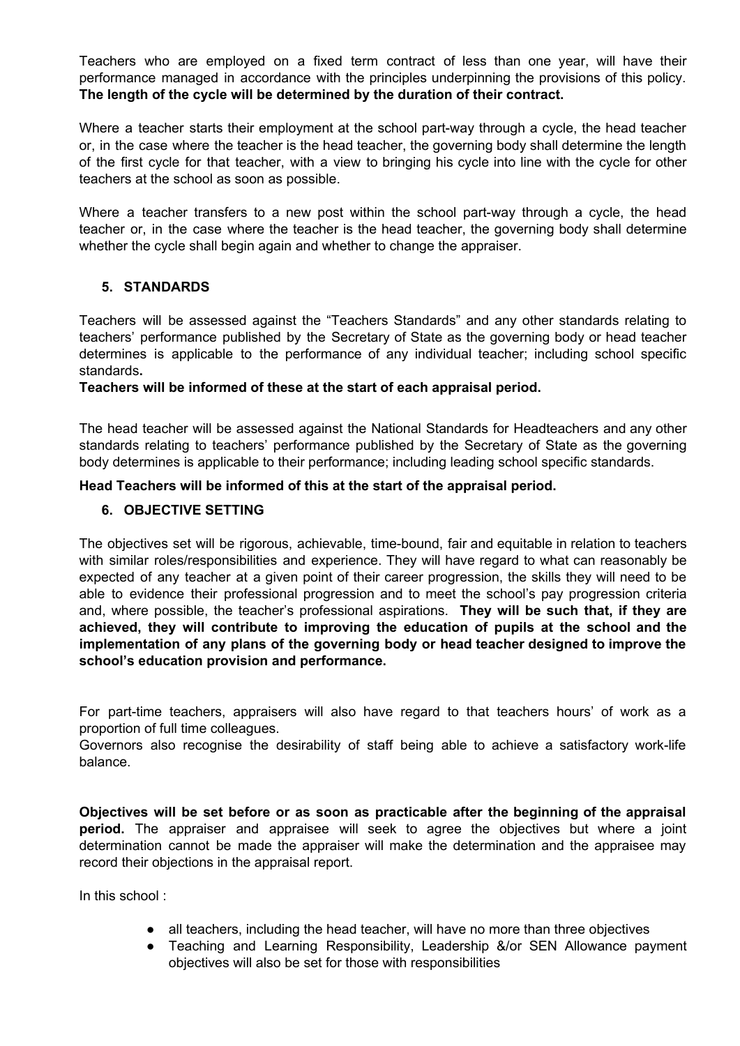Teachers who are employed on a fixed term contract of less than one year, will have their performance managed in accordance with the principles underpinning the provisions of this policy. **The length of the cycle will be determined by the duration of their contract.**

Where a teacher starts their employment at the school part-way through a cycle, the head teacher or, in the case where the teacher is the head teacher, the governing body shall determine the length of the first cycle for that teacher, with a view to bringing his cycle into line with the cycle for other teachers at the school as soon as possible.

Where a teacher transfers to a new post within the school part-way through a cycle, the head teacher or, in the case where the teacher is the head teacher, the governing body shall determine whether the cycle shall begin again and whether to change the appraiser.

## 5. STANDARDS

Teachers will be assessed against the "Teachers Standards" and any other standards relating to teachers' performance published by the Secretary of State as the governing body or head teacher determines is applicable to the performance of any individual teacher; including school specific standards**.**

**Teachers will be informed of these at the start of each appraisal period.**

The head teacher will be assessed against the National Standards for Headteachers and any other standards relating to teachers' performance published by the Secretary of State as the governing body determines is applicable to their performance; including leading school specific standards.

**Head Teachers will be informed of this at the start of the appraisal period.**

## 6. OBJECTIVE SETTING

The objectives set will be rigorous, achievable, time-bound, fair and equitable in relation to teachers with similar roles/responsibilities and experience. They will have regard to what can reasonably be expected of any teacher at a given point of their career progression, the skills they will need to be able to evidence their professional progression and to meet the school's pay progression criteria and, where possible, the teacher's professional aspirations. **They will be such that, if they are achieved, they will contribute to improving the education of pupils at the school and the implementation of any plans of the governing body or head teacher designed to improve the school's education provision and performance.**

For part-time teachers, appraisers will also have regard to that teachers hours' of work as a proportion of full time colleagues.
Governors also recognise the desirability of staff being able to achieve a satisfactory work-life balance.

**Objectives will be set before or as soon as practicable after the beginning of the appraisal period.** The appraiser and appraisee will seek to agree the objectives but where a joint determination cannot be made the appraiser will make the determination and the appraisee may record their objections in the appraisal report.

In this school :

- all teachers, including the head teacher, will have no more than three objectives
- Teaching and Learning Responsibility, Leadership &/or SEN Allowance payment objectives will also be set for those with responsibilities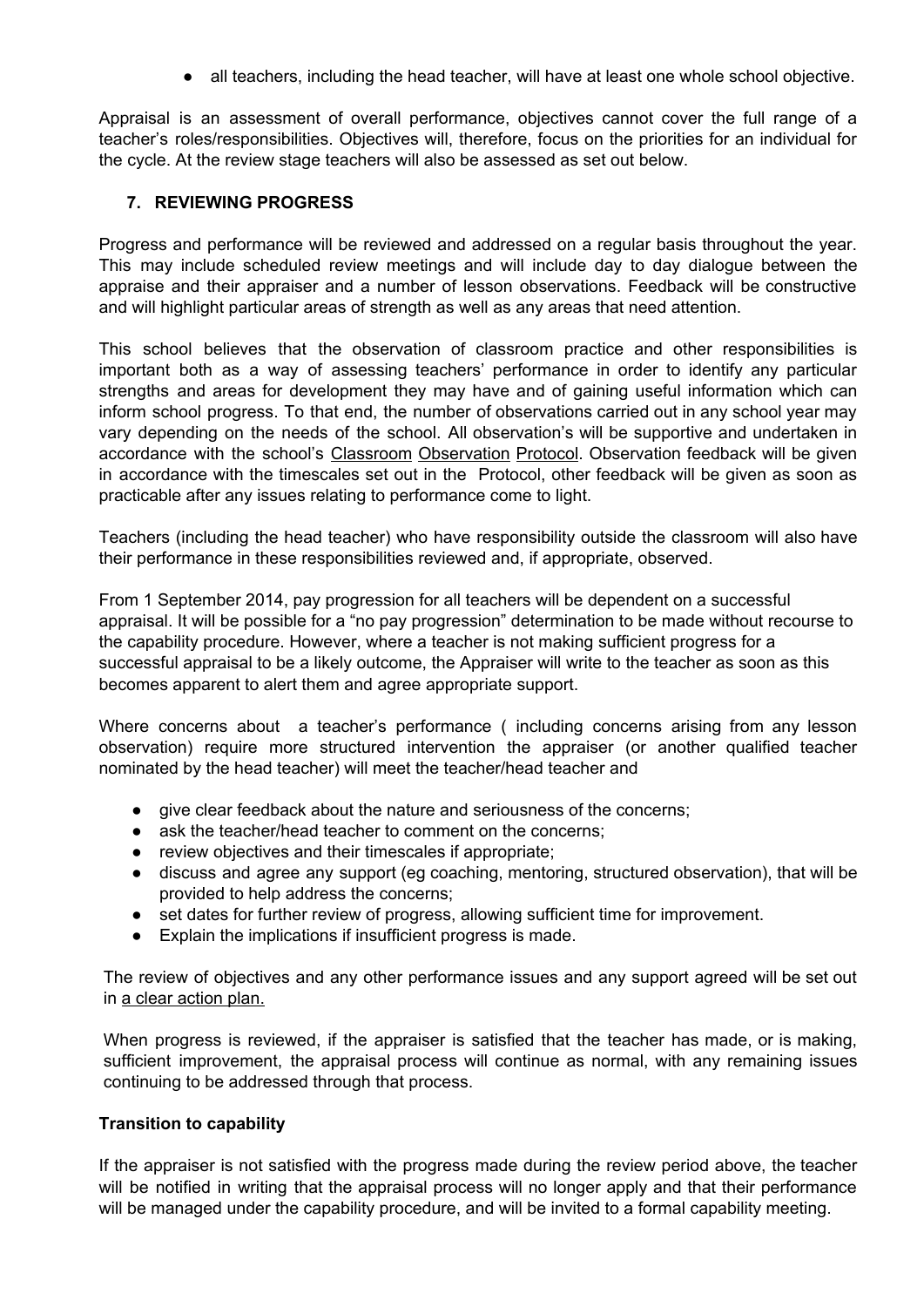- all teachers, including the head teacher, will have at least one whole school objective.

Appraisal is an assessment of overall performance, objectives cannot cover the full range of a teacher's roles/responsibilities. Objectives will, therefore, focus on the priorities for an individual for the cycle. At the review stage teachers will also be assessed as set out below.

## 7. REVIEWING PROGRESS

Progress and performance will be reviewed and addressed on a regular basis throughout the year. This may include scheduled review meetings and will include day to day dialogue between the appraise and their appraiser and a number of lesson observations. Feedback will be constructive and will highlight particular areas of strength as well as any areas that need attention.

This school believes that the observation of classroom practice and other responsibilities is important both as a way of assessing teachers' performance in order to identify any particular strengths and areas for development they may have and of gaining useful information which can inform school progress. To that end, the number of observations carried out in any school year may vary depending on the needs of the school. All observation's will be supportive and undertaken in accordance with the school's Classroom Observation Protocol. Observation feedback will be given in accordance with the timescales set out in the Protocol, other feedback will be given as soon as practicable after any issues relating to performance come to light.

Teachers (including the head teacher) who have responsibility outside the classroom will also have their performance in these responsibilities reviewed and, if appropriate, observed.

From 1 September 2014, pay progression for all teachers will be dependent on a successful appraisal. It will be possible for a "no pay progression" determination to be made without recourse to the capability procedure. However, where a teacher is not making sufficient progress for a successful appraisal to be a likely outcome, the Appraiser will write to the teacher as soon as this becomes apparent to alert them and agree appropriate support.

Where concerns about a teacher's performance ( including concerns arising from any lesson observation) require more structured intervention the appraiser (or another qualified teacher nominated by the head teacher) will meet the teacher/head teacher and

- give clear feedback about the nature and seriousness of the concerns;
- ask the teacher/head teacher to comment on the concerns;
- review objectives and their timescales if appropriate;
- discuss and agree any support (eg coaching, mentoring, structured observation), that will be provided to help address the concerns;
- set dates for further review of progress, allowing sufficient time for improvement.
- Explain the implications if insufficient progress is made.

The review of objectives and any other performance issues and any support agreed will be set out in a clear action plan.

When progress is reviewed, if the appraiser is satisfied that the teacher has made, or is making, sufficient improvement, the appraisal process will continue as normal, with any remaining issues continuing to be addressed through that process.

**Transition to capability**

If the appraiser is not satisfied with the progress made during the review period above, the teacher will be notified in writing that the appraisal process will no longer apply and that their performance will be managed under the capability procedure, and will be invited to a formal capability meeting.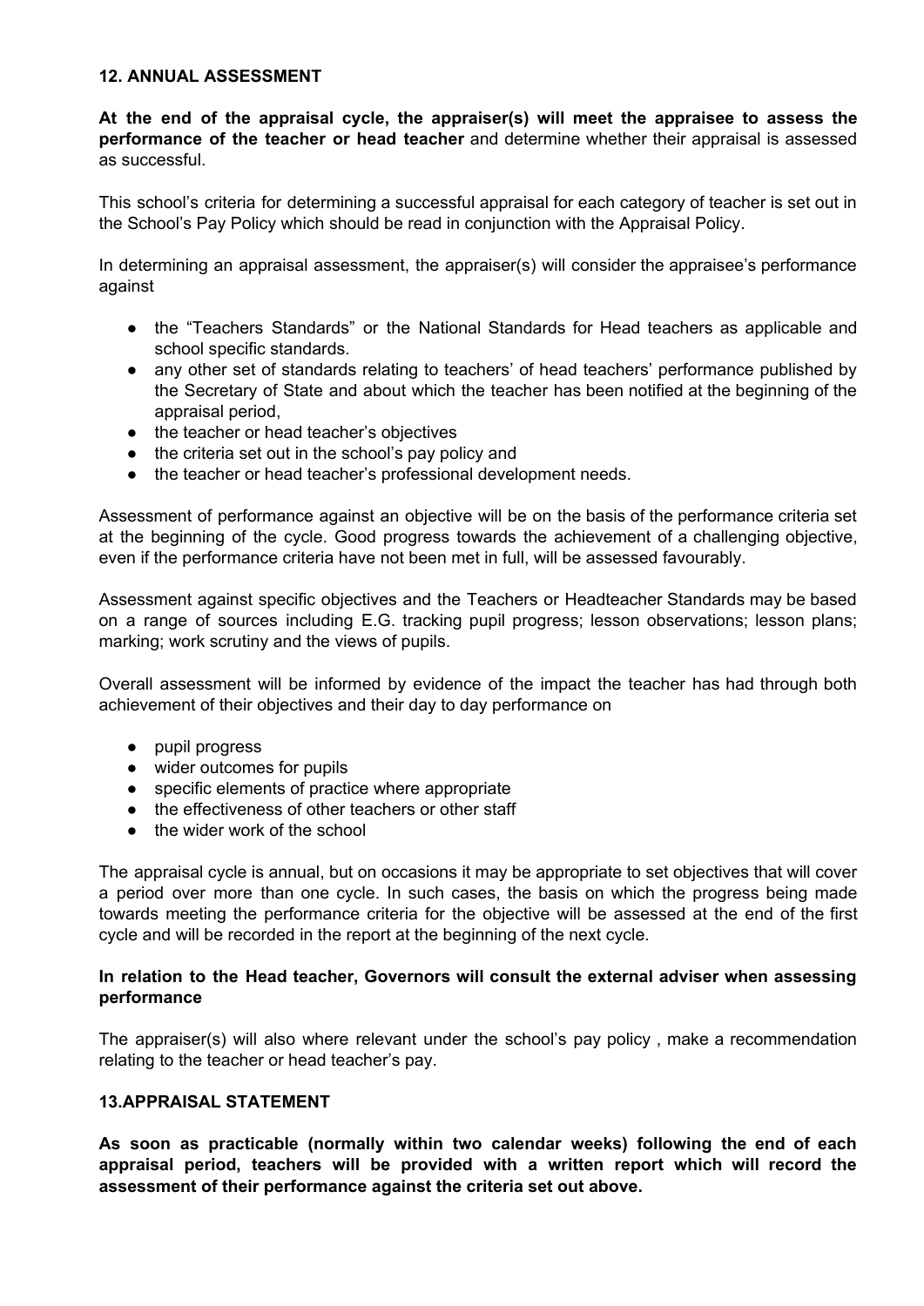## 12. ANNUAL ASSESSMENT

**At the end of the appraisal cycle, the appraiser(s) will meet the appraisee to assess the performance of the teacher or head teacher** and determine whether their appraisal is assessed as successful.

This school's criteria for determining a successful appraisal for each category of teacher is set out in the School's Pay Policy which should be read in conjunction with the Appraisal Policy.

In determining an appraisal assessment, the appraiser(s) will consider the appraisee's performance against

- the "Teachers Standards" or the National Standards for Head teachers as applicable and school specific standards.
- any other set of standards relating to teachers' of head teachers' performance published by the Secretary of State and about which the teacher has been notified at the beginning of the appraisal period,
- the teacher or head teacher's objectives
- the criteria set out in the school's pay policy and
- the teacher or head teacher's professional development needs.

Assessment of performance against an objective will be on the basis of the performance criteria set at the beginning of the cycle. Good progress towards the achievement of a challenging objective, even if the performance criteria have not been met in full, will be assessed favourably.

Assessment against specific objectives and the Teachers or Headteacher Standards may be based on a range of sources including E.G. tracking pupil progress; lesson observations; lesson plans; marking; work scrutiny and the views of pupils.

Overall assessment will be informed by evidence of the impact the teacher has had through both achievement of their objectives and their day to day performance on

- pupil progress
- wider outcomes for pupils
- specific elements of practice where appropriate
- the effectiveness of other teachers or other staff
- the wider work of the school

The appraisal cycle is annual, but on occasions it may be appropriate to set objectives that will cover a period over more than one cycle. In such cases, the basis on which the progress being made towards meeting the performance criteria for the objective will be assessed at the end of the first cycle and will be recorded in the report at the beginning of the next cycle.

**In relation to the Head teacher, Governors will consult the external adviser when assessing performance**

The appraiser(s) will also where relevant under the school's pay policy , make a recommendation relating to the teacher or head teacher's pay.

## 13.APPRAISAL STATEMENT

**As soon as practicable (normally within two calendar weeks) following the end of each appraisal period, teachers will be provided with a written report which will record the assessment of their performance against the criteria set out above.**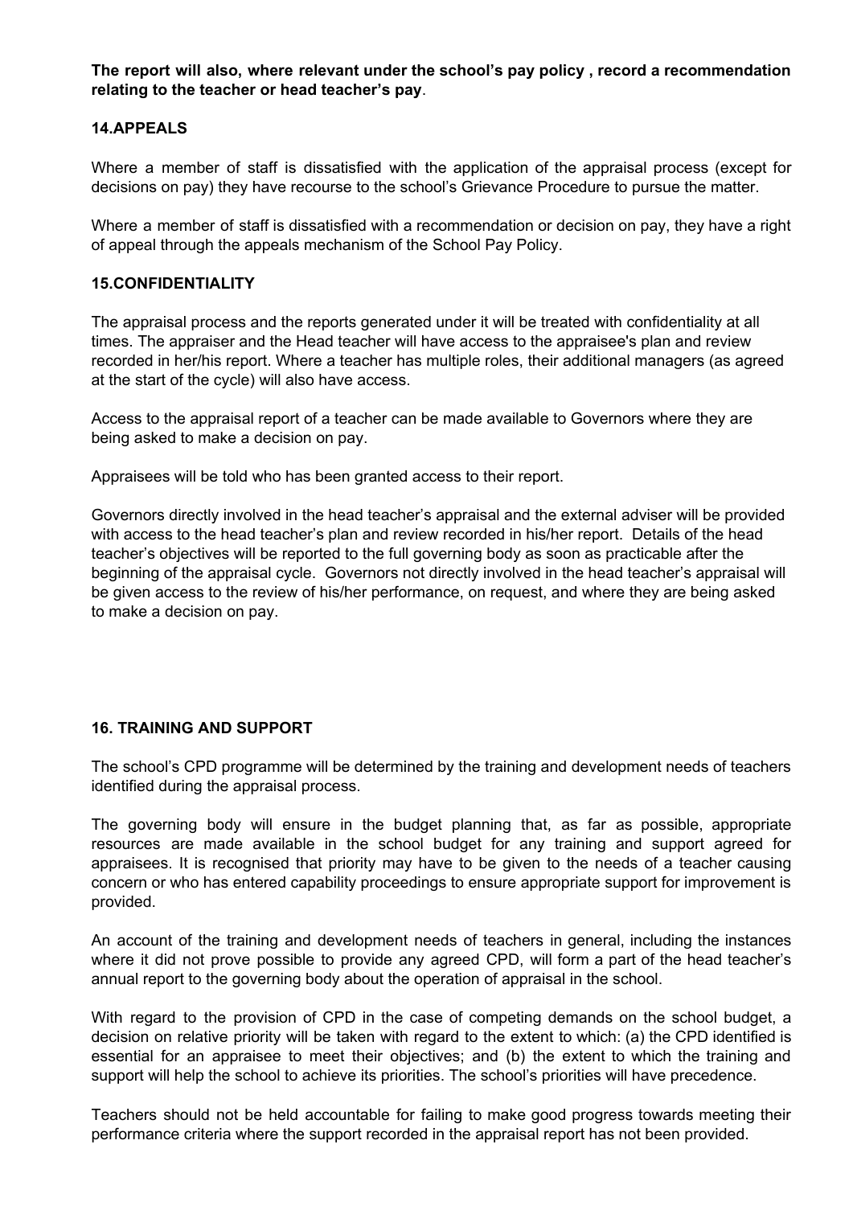**The report will also, where relevant under the school's pay policy , record a recommendation relating to the teacher or head teacher's pay**.

## 14.APPEALS

Where a member of staff is dissatisfied with the application of the appraisal process (except for decisions on pay) they have recourse to the school's Grievance Procedure to pursue the matter.

Where a member of staff is dissatisfied with a recommendation or decision on pay, they have a right of appeal through the appeals mechanism of the School Pay Policy.

## 15.CONFIDENTIALITY

The appraisal process and the reports generated under it will be treated with confidentiality at all times. The appraiser and the Head teacher will have access to the appraisee's plan and review recorded in her/his report. Where a teacher has multiple roles, their additional managers (as agreed at the start of the cycle) will also have access.

Access to the appraisal report of a teacher can be made available to Governors where they are being asked to make a decision on pay.

Appraisees will be told who has been granted access to their report.

Governors directly involved in the head teacher's appraisal and the external adviser will be provided with access to the head teacher's plan and review recorded in his/her report. Details of the head teacher's objectives will be reported to the full governing body as soon as practicable after the beginning of the appraisal cycle. Governors not directly involved in the head teacher's appraisal will be given access to the review of his/her performance, on request, and where they are being asked to make a decision on pay.

## 16. TRAINING AND SUPPORT

The school's CPD programme will be determined by the training and development needs of teachers identified during the appraisal process.

The governing body will ensure in the budget planning that, as far as possible, appropriate resources are made available in the school budget for any training and support agreed for appraisees. It is recognised that priority may have to be given to the needs of a teacher causing concern or who has entered capability proceedings to ensure appropriate support for improvement is provided.

An account of the training and development needs of teachers in general, including the instances where it did not prove possible to provide any agreed CPD, will form a part of the head teacher's annual report to the governing body about the operation of appraisal in the school.

With regard to the provision of CPD in the case of competing demands on the school budget, a decision on relative priority will be taken with regard to the extent to which: (a) the CPD identified is essential for an appraisee to meet their objectives; and (b) the extent to which the training and support will help the school to achieve its priorities. The school's priorities will have precedence.

Teachers should not be held accountable for failing to make good progress towards meeting their performance criteria where the support recorded in the appraisal report has not been provided.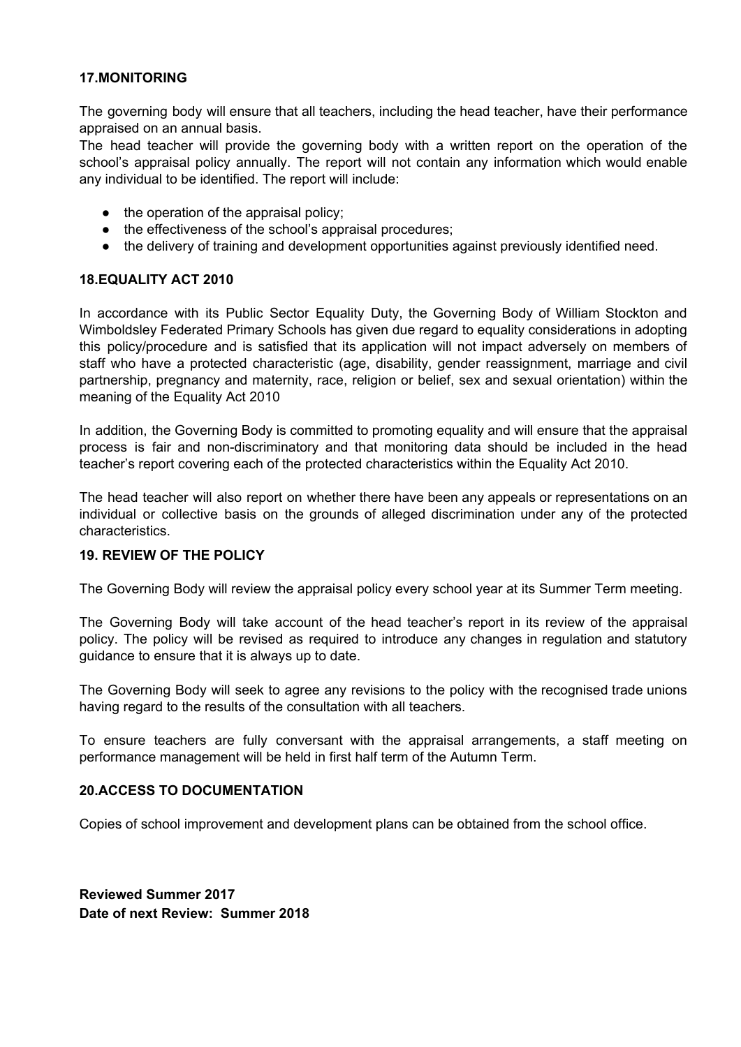## 17.MONITORING

The governing body will ensure that all teachers, including the head teacher, have their performance appraised on an annual basis.

The head teacher will provide the governing body with a written report on the operation of the school's appraisal policy annually. The report will not contain any information which would enable any individual to be identified. The report will include:

- the operation of the appraisal policy;
- the effectiveness of the school's appraisal procedures;
- the delivery of training and development opportunities against previously identified need.

## 18.EQUALITY ACT 2010

In accordance with its Public Sector Equality Duty, the Governing Body of William Stockton and Wimboldsley Federated Primary Schools has given due regard to equality considerations in adopting this policy/procedure and is satisfied that its application will not impact adversely on members of staff who have a protected characteristic (age, disability, gender reassignment, marriage and civil partnership, pregnancy and maternity, race, religion or belief, sex and sexual orientation) within the meaning of the Equality Act 2010

In addition, the Governing Body is committed to promoting equality and will ensure that the appraisal process is fair and non-discriminatory and that monitoring data should be included in the head teacher's report covering each of the protected characteristics within the Equality Act 2010.

The head teacher will also report on whether there have been any appeals or representations on an individual or collective basis on the grounds of alleged discrimination under any of the protected characteristics.

## 19. REVIEW OF THE POLICY

The Governing Body will review the appraisal policy every school year at its Summer Term meeting.

The Governing Body will take account of the head teacher's report in its review of the appraisal policy. The policy will be revised as required to introduce any changes in regulation and statutory guidance to ensure that it is always up to date.

The Governing Body will seek to agree any revisions to the policy with the recognised trade unions having regard to the results of the consultation with all teachers.

To ensure teachers are fully conversant with the appraisal arrangements, a staff meeting on performance management will be held in first half term of the Autumn Term.

## 20.ACCESS TO DOCUMENTATION

Copies of school improvement and development plans can be obtained from the school office.

**Reviewed Summer 2017**
**Date of next Review: Summer 2018**